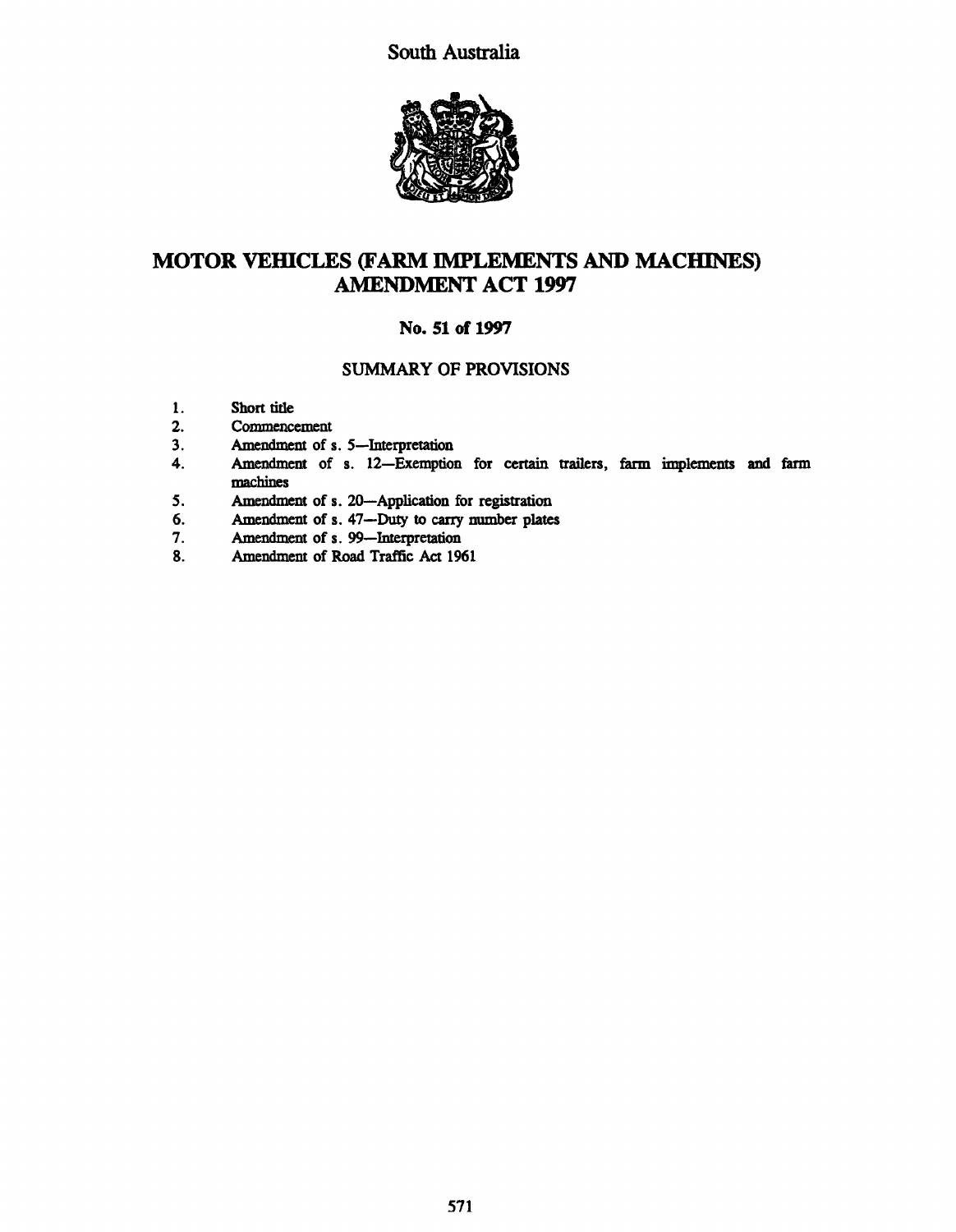South Australia

# MOTOR VEHICLES (FARM IMPLEMENTS AND MACHINES) AMENDMENT ACT 1997

## No. 51 of 1997

### SUMMARY OF PROVISIONS

1. Short title
2. Commencement
3. Amendment of s. 5—Interpretation
4. Amendment of s. 12—Exemption for certain trailers, farm implements and farm machines
5. Amendment of s. 20—Application for registration
6. Amendment of s. 47—Duty to carry number plates
7. Amendment of s. 99—Interpretation
8. Amendment of Road Traffic Act 1961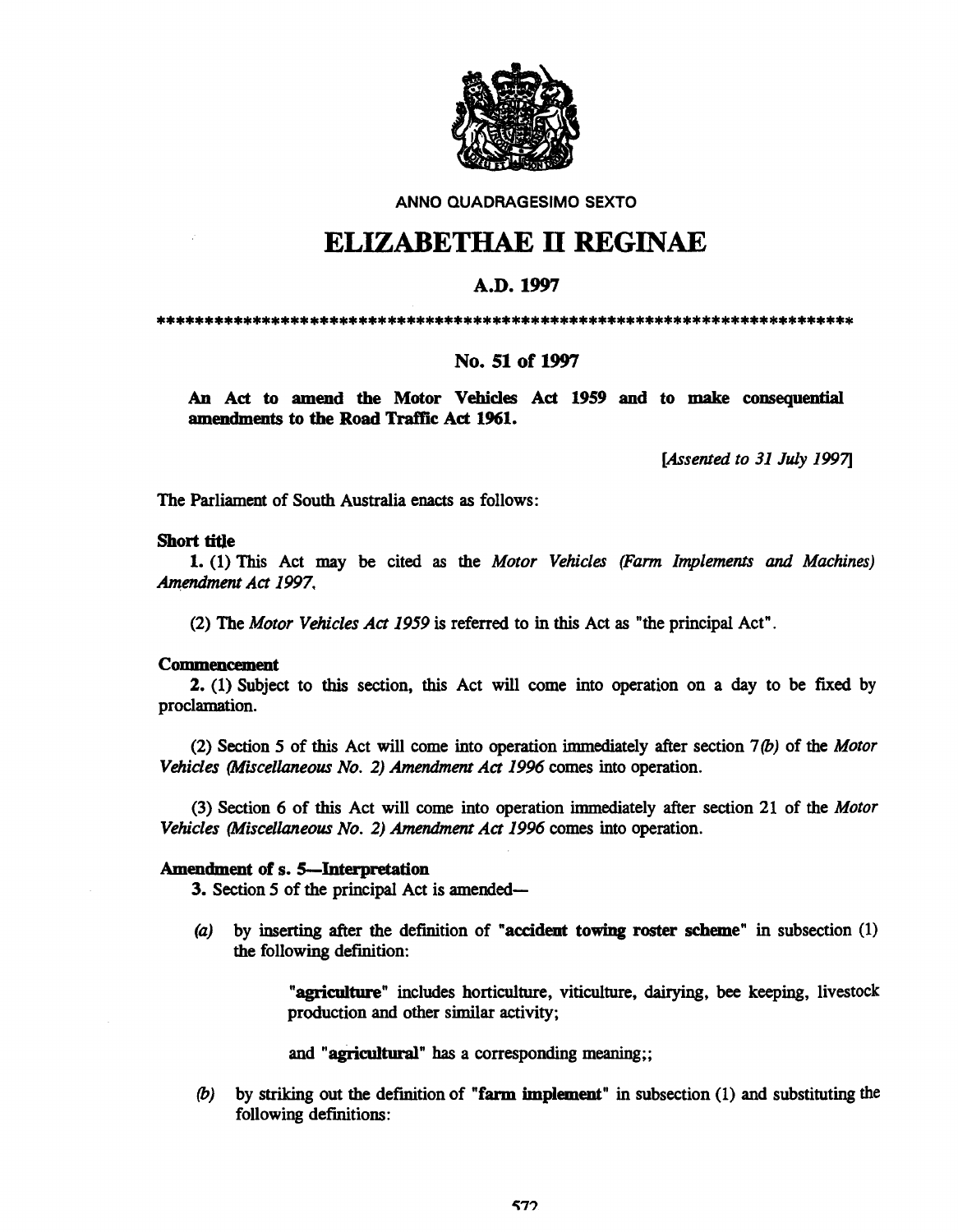ANNO QUADRAGESIMO SEXTO

# ELIZABETHAE II REGINAE

## A.D. 1997

****************************************************************************

## No. 51 of 1997

**An Act to amend the Motor Vehicles Act 1959 and to make consequential amendments to the Road Traffic Act 1961.**

*[Assented to 31 July 1997]*

The Parliament of South Australia enacts as follows:

**Short title**

**1.** (1) This Act may be cited as the *Motor Vehicles (Farm Implements and Machines) Amendment Act 1997*.

(2) The *Motor Vehicles Act 1959* is referred to in this Act as "the principal Act".

**Commencement**

**2.** (1) Subject to this section, this Act will come into operation on a day to be fixed by proclamation.

(2) Section 5 of this Act will come into operation immediately after section 7*(b)* of the *Motor Vehicles (Miscellaneous No. 2) Amendment Act 1996* comes into operation.

(3) Section 6 of this Act will come into operation immediately after section 21 of the *Motor Vehicles (Miscellaneous No. 2) Amendment Act 1996* comes into operation.

**Amendment of s. 5—Interpretation**

**3.** Section 5 of the principal Act is amended—

*(a)* by inserting after the definition of "**accident towing roster scheme**" in subsection (1) the following definition:

> "**agriculture**" includes horticulture, viticulture, dairying, bee keeping, livestock production and other similar activity;
>
> and "**agricultural**" has a corresponding meaning;;

*(b)* by striking out the definition of "**farm implement**" in subsection (1) and substituting the following definitions: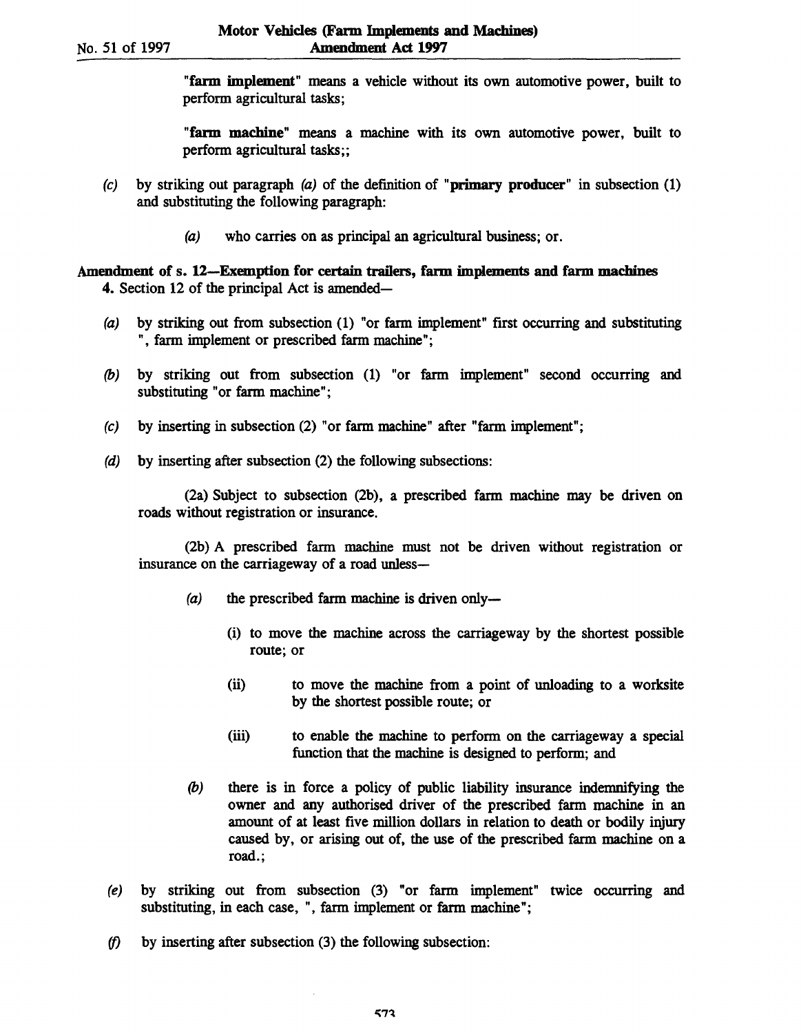"**farm implement**" means a vehicle without its own automotive power, built to perform agricultural tasks;

"**farm machine**" means a machine with its own automotive power, built to perform agricultural tasks;;

*(c)* by striking out paragraph *(a)* of the definition of "**primary producer**" in subsection (1) and substituting the following paragraph:

> *(a)* who carries on as principal an agricultural business; or.

**Amendment of s. 12—Exemption for certain trailers, farm implements and farm machines**

**4.** Section 12 of the principal Act is amended—

*(a)* by striking out from subsection (1) "or farm implement" first occurring and substituting ", farm implement or prescribed farm machine";

*(b)* by striking out from subsection (1) "or farm implement" second occurring and substituting "or farm machine";

*(c)* by inserting in subsection (2) "or farm machine" after "farm implement";

*(d)* by inserting after subsection (2) the following subsections:

> (2a) Subject to subsection (2b), a prescribed farm machine may be driven on roads without registration or insurance.
>
> (2b) A prescribed farm machine must not be driven without registration or insurance on the carriageway of a road unless—
>
> *(a)* the prescribed farm machine is driven only—
>
> (i) to move the machine across the carriageway by the shortest possible route; or
>
> (ii) to move the machine from a point of unloading to a worksite by the shortest possible route; or
>
> (iii) to enable the machine to perform on the carriageway a special function that the machine is designed to perform; and
>
> *(b)* there is in force a policy of public liability insurance indemnifying the owner and any authorised driver of the prescribed farm machine in an amount of at least five million dollars in relation to death or bodily injury caused by, or arising out of, the use of the prescribed farm machine on a road.;

*(e)* by striking out from subsection (3) "or farm implement" twice occurring and substituting, in each case, ", farm implement or farm machine";

*(f)* by inserting after subsection (3) the following subsection: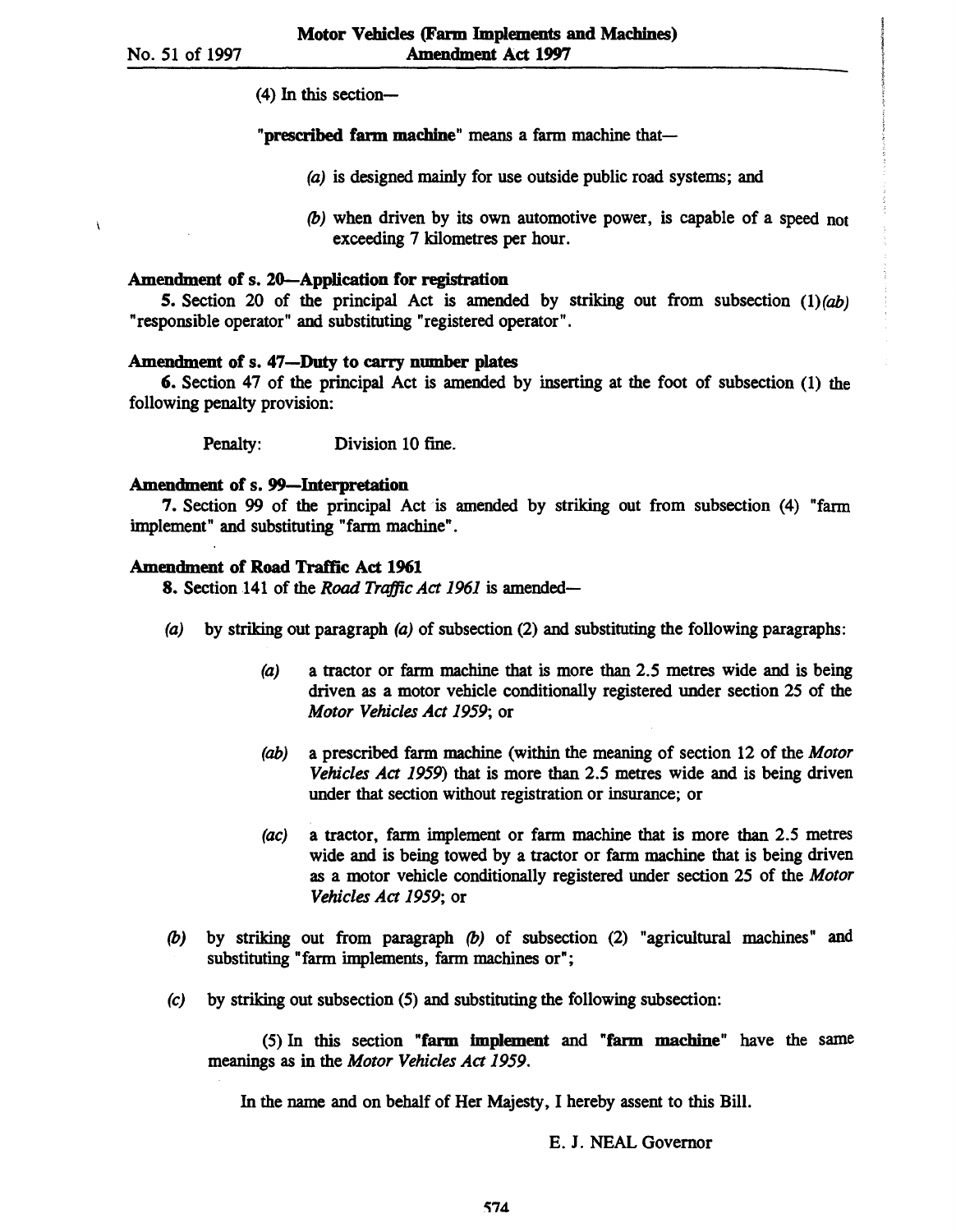(4) In this section—

"**prescribed farm machine**" means a farm machine that—

> *(a)* is designed mainly for use outside public road systems; and
>
> *(b)* when driven by its own automotive power, is capable of a speed not exceeding 7 kilometres per hour.

**Amendment of s. 20—Application for registration**

**5.** Section 20 of the principal Act is amended by striking out from subsection (1)*(ab)* "responsible operator" and substituting "registered operator".

**Amendment of s. 47—Duty to carry number plates**

**6.** Section 47 of the principal Act is amended by inserting at the foot of subsection (1) the following penalty provision:

Penalty: Division 10 fine.

**Amendment of s. 99—Interpretation**

**7.** Section 99 of the principal Act is amended by striking out from subsection (4) "farm implement" and substituting "farm machine".

**Amendment of Road Traffic Act 1961**

**8.** Section 141 of the *Road Traffic Act 1961* is amended—

*(a)* by striking out paragraph *(a)* of subsection (2) and substituting the following paragraphs:

> *(a)* a tractor or farm machine that is more than 2.5 metres wide and is being driven as a motor vehicle conditionally registered under section 25 of the *Motor Vehicles Act 1959*; or
>
> *(ab)* a prescribed farm machine (within the meaning of section 12 of the *Motor Vehicles Act 1959*) that is more than 2.5 metres wide and is being driven under that section without registration or insurance; or
>
> *(ac)* a tractor, farm implement or farm machine that is more than 2.5 metres wide and is being towed by a tractor or farm machine that is being driven as a motor vehicle conditionally registered under section 25 of the *Motor Vehicles Act 1959*; or

*(b)* by striking out from paragraph *(b)* of subsection (2) "agricultural machines" and substituting "farm implements, farm machines or";

*(c)* by striking out subsection (5) and substituting the following subsection:

> (5) In this section "**farm implement**" and "**farm machine**" have the same meanings as in the *Motor Vehicles Act 1959*.

In the name and on behalf of Her Majesty, I hereby assent to this Bill.

E. J. NEAL Governor